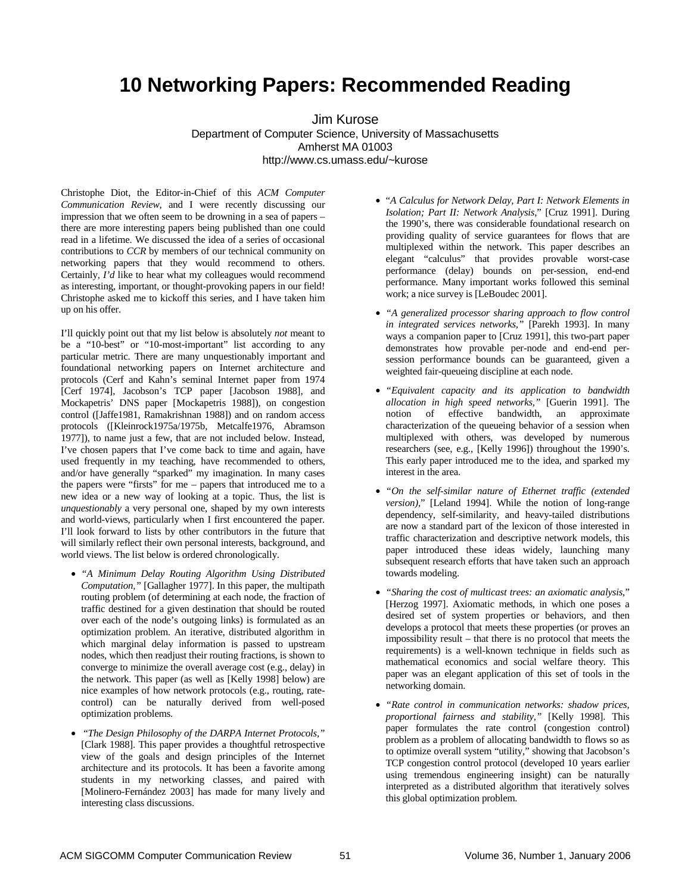# 10 Networking Papers: Recommended Reading

Jim Kurose
Department of Computer Science, University of Massachusetts
Amherst MA 01003
http://www.cs.umass.edu/~kurose

Christophe Diot, the Editor-in-Chief of this *ACM Computer Communication Review*, and I were recently discussing our impression that we often seem to be drowning in a sea of papers – there are more interesting papers being published than one could read in a lifetime. We discussed the idea of a series of occasional contributions to *CCR* by members of our technical community on networking papers that they would recommend to others. Certainly, *I'd* like to hear what my colleagues would recommend as interesting, important, or thought-provoking papers in our field! Christophe asked me to kickoff this series, and I have taken him up on his offer.

I'll quickly point out that my list below is absolutely *not* meant to be a "10-best" or "10-most-important" list according to any particular metric. There are many unquestionably important and foundational networking papers on Internet architecture and protocols (Cerf and Kahn's seminal Internet paper from 1974 [Cerf 1974], Jacobson's TCP paper [Jacobson 1988], and Mockapetris' DNS paper [Mockapetris 1988]), on congestion control ([Jaffe1981, Ramakrishnan 1988]) and on random access protocols ([Kleinrock1975a/1975b, Metcalfe1976, Abramson 1977]), to name just a few, that are not included below. Instead, I've chosen papers that I've come back to time and again, have used frequently in my teaching, have recommended to others, and/or have generally "sparked" my imagination. In many cases the papers were "firsts" for me – papers that introduced me to a new idea or a new way of looking at a topic. Thus, the list is *unquestionably* a very personal one, shaped by my own interests and world-views, particularly when I first encountered the paper. I'll look forward to lists by other contributors in the future that will similarly reflect their own personal interests, background, and world views. The list below is ordered chronologically.

- *"A Minimum Delay Routing Algorithm Using Distributed Computation,"* [Gallagher 1977]. In this paper, the multipath routing problem (of determining at each node, the fraction of traffic destined for a given destination that should be routed over each of the node's outgoing links) is formulated as an optimization problem. An iterative, distributed algorithm in which marginal delay information is passed to upstream nodes, which then readjust their routing fractions, is shown to converge to minimize the overall average cost (e.g., delay) in the network. This paper (as well as [Kelly 1998] below) are nice examples of how network protocols (e.g., routing, rate-control) can be naturally derived from well-posed optimization problems.
- *"The Design Philosophy of the DARPA Internet Protocols,"* [Clark 1988]. This paper provides a thoughtful retrospective view of the goals and design principles of the Internet architecture and its protocols. It has been a favorite among students in my networking classes, and paired with [Molinero-Fernández 2003] has made for many lively and interesting class discussions.
- "*A Calculus for Network Delay, Part I: Network Elements in Isolation; Part II: Network Analysis*," [Cruz 1991]. During the 1990's, there was considerable foundational research on providing quality of service guarantees for flows that are multiplexed within the network. This paper describes an elegant "calculus" that provides provable worst-case performance (delay) bounds on per-session, end-end performance. Many important works followed this seminal work; a nice survey is [LeBoudec 2001].
- *"A generalized processor sharing approach to flow control in integrated services networks,"* [Parekh 1993]. In many ways a companion paper to [Cruz 1991], this two-part paper demonstrates how provable per-node and end-end per-session performance bounds can be guaranteed, given a weighted fair-queueing discipline at each node.
- *"Equivalent capacity and its application to bandwidth allocation in high speed networks,"* [Guerin 1991]. The notion of effective bandwidth, an approximate characterization of the queueing behavior of a session when multiplexed with others, was developed by numerous researchers (see, e.g., [Kelly 1996]) throughout the 1990's. This early paper introduced me to the idea, and sparked my interest in the area.
- *"On the self-similar nature of Ethernet traffic (extended version)*," [Leland 1994]. While the notion of long-range dependency, self-similarity, and heavy-tailed distributions are now a standard part of the lexicon of those interested in traffic characterization and descriptive network models, this paper introduced these ideas widely, launching many subsequent research efforts that have taken such an approach towards modeling.
- *"Sharing the cost of multicast trees: an axiomatic analysis*," [Herzog 1997]. Axiomatic methods, in which one poses a desired set of system properties or behaviors, and then develops a protocol that meets these properties (or proves an impossibility result – that there is no protocol that meets the requirements) is a well-known technique in fields such as mathematical economics and social welfare theory. This paper was an elegant application of this set of tools in the networking domain.
- *"Rate control in communication networks: shadow prices, proportional fairness and stability,"* [Kelly 1998]. This paper formulates the rate control (congestion control) problem as a problem of allocating bandwidth to flows so as to optimize overall system "utility," showing that Jacobson's TCP congestion control protocol (developed 10 years earlier using tremendous engineering insight) can be naturally interpreted as a distributed algorithm that iteratively solves this global optimization problem.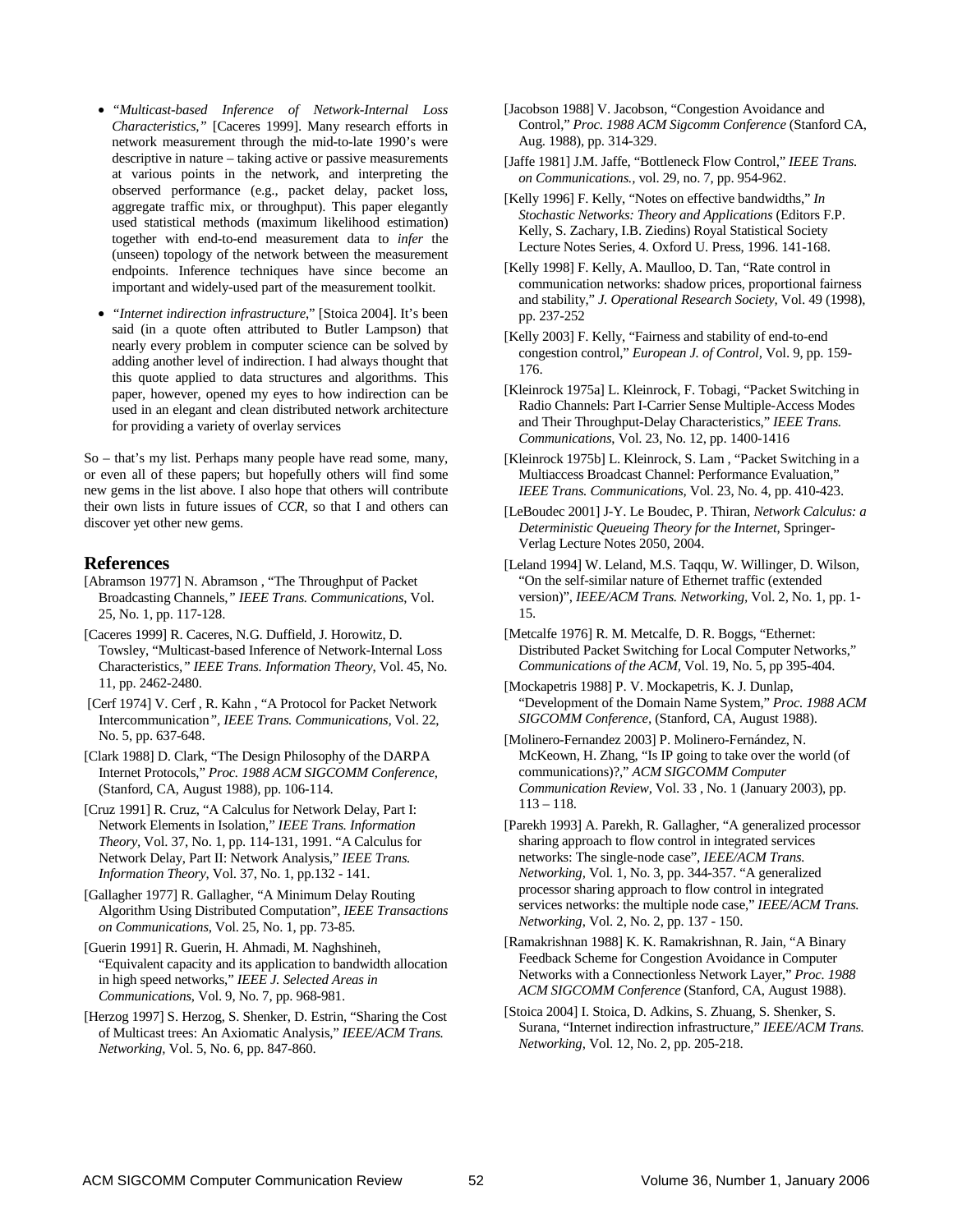- *"Multicast-based Inference of Network-Internal Loss Characteristics,"* [Caceres 1999]. Many research efforts in network measurement through the mid-to-late 1990's were descriptive in nature – taking active or passive measurements at various points in the network, and interpreting the observed performance (e.g., packet delay, packet loss, aggregate traffic mix, or throughput). This paper elegantly used statistical methods (maximum likelihood estimation) together with end-to-end measurement data to *infer* the (unseen) topology of the network between the measurement endpoints. Inference techniques have since become an important and widely-used part of the measurement toolkit.
- *"Internet indirection infrastructure*," [Stoica 2004]. It's been said (in a quote often attributed to Butler Lampson) that nearly every problem in computer science can be solved by adding another level of indirection. I had always thought that this quote applied to data structures and algorithms. This paper, however, opened my eyes to how indirection can be used in an elegant and clean distributed network architecture for providing a variety of overlay services

So – that's my list. Perhaps many people have read some, many, or even all of these papers; but hopefully others will find some new gems in the list above. I also hope that others will contribute their own lists in future issues of *CCR*, so that I and others can discover yet other new gems.

## References

[Abramson 1977] N. Abramson , "The Throughput of Packet Broadcasting Channels,*" IEEE Trans. Communications*, Vol. 25, No. 1, pp. 117-128.

[Caceres 1999] R. Caceres, N.G. Duffield, J. Horowitz, D. Towsley, "Multicast-based Inference of Network-Internal Loss Characteristics,*" IEEE Trans. Information Theory*, Vol. 45, No. 11, pp. 2462-2480.

[Cerf 1974] V. Cerf , R. Kahn , "A Protocol for Packet Network Intercommunication*", IEEE Trans. Communications,* Vol. 22, No. 5, pp. 637-648.

[Clark 1988] D. Clark, "The Design Philosophy of the DARPA Internet Protocols," *Proc. 1988 ACM SIGCOMM Conference*, (Stanford, CA, August 1988), pp. 106-114.

[Cruz 1991] R. Cruz, "A Calculus for Network Delay, Part I: Network Elements in Isolation," *IEEE Trans. Information Theory*, Vol. 37, No. 1, pp. 114-131, 1991. "A Calculus for Network Delay, Part II: Network Analysis," *IEEE Trans. Information Theory*, Vol. 37, No. 1, pp.132 - 141.

[Gallagher 1977] R. Gallagher, "A Minimum Delay Routing Algorithm Using Distributed Computation", *IEEE Transactions on Communications*, Vol. 25, No. 1, pp. 73-85.

[Guerin 1991] R. Guerin, H. Ahmadi, M. Naghshineh, "Equivalent capacity and its application to bandwidth allocation in high speed networks," *IEEE J. Selected Areas in Communications*, Vol. 9, No. 7, pp. 968-981.

[Herzog 1997] S. Herzog, S. Shenker, D. Estrin, "Sharing the Cost of Multicast trees: An Axiomatic Analysis," *IEEE/ACM Trans. Networking*, Vol. 5, No. 6, pp. 847-860.

[Jacobson 1988] V. Jacobson, "Congestion Avoidance and Control," *Proc. 1988 ACM Sigcomm Conference* (Stanford CA, Aug. 1988), pp. 314-329.

[Jaffe 1981] J.M. Jaffe, "Bottleneck Flow Control," *IEEE Trans. on Communications.*, vol. 29, no. 7, pp. 954-962.

[Kelly 1996] F. Kelly, "Notes on effective bandwidths," *In Stochastic Networks: Theory and Applications* (Editors F.P. Kelly, S. Zachary, I.B. Ziedins) Royal Statistical Society Lecture Notes Series, 4. Oxford U. Press, 1996. 141-168.

[Kelly 1998] F. Kelly, A. Maulloo, D. Tan, "Rate control in communication networks: shadow prices, proportional fairness and stability," *J. Operational Research Society*, Vol. 49 (1998), pp. 237-252

[Kelly 2003] F. Kelly, "Fairness and stability of end-to-end congestion control," *European J. of Control*, Vol. 9, pp. 159-176.

[Kleinrock 1975a] L. Kleinrock, F. Tobagi, "Packet Switching in Radio Channels: Part I-Carrier Sense Multiple-Access Modes and Their Throughput-Delay Characteristics," *IEEE Trans. Communications*, Vol. 23, No. 12, pp. 1400-1416

[Kleinrock 1975b] L. Kleinrock, S. Lam , "Packet Switching in a Multiaccess Broadcast Channel: Performance Evaluation," *IEEE Trans. Communications,* Vol. 23, No. 4, pp. 410-423.

[LeBoudec 2001] J-Y. Le Boudec, P. Thiran, *Network Calculus: a Deterministic Queueing Theory for the Internet*, Springer-Verlag Lecture Notes 2050, 2004.

[Leland 1994] W. Leland, M.S. Taqqu, W. Willinger, D. Wilson, "On the self-similar nature of Ethernet traffic (extended version)", *IEEE/ACM Trans. Networking*, Vol. 2, No. 1, pp. 1-15.

[Metcalfe 1976] R. M. Metcalfe, D. R. Boggs, "Ethernet: Distributed Packet Switching for Local Computer Networks," *Communications of the ACM,* Vol. 19, No. 5, pp 395-404.

[Mockapetris 1988] P. V. Mockapetris, K. J. Dunlap, "Development of the Domain Name System," *Proc. 1988 ACM SIGCOMM Conference*, (Stanford, CA, August 1988).

[Molinero-Fernandez 2003] P. Molinero-Fernández, N. McKeown, H. Zhang, "Is IP going to take over the world (of communications)?," *ACM SIGCOMM Computer Communication Review*, Vol. 33 , No. 1 (January 2003), pp. 113 – 118.

[Parekh 1993] A. Parekh, R. Gallagher, "A generalized processor sharing approach to flow control in integrated services networks: The single-node case", *IEEE/ACM Trans. Networking,* Vol. 1, No. 3, pp. 344-357. "A generalized processor sharing approach to flow control in integrated services networks: the multiple node case," *IEEE/ACM Trans. Networking,* Vol. 2, No. 2, pp. 137 - 150.

[Ramakrishnan 1988] K. K. Ramakrishnan, R. Jain, "A Binary Feedback Scheme for Congestion Avoidance in Computer Networks with a Connectionless Network Layer," *Proc. 1988 ACM SIGCOMM Conference* (Stanford, CA, August 1988).

[Stoica 2004] I. Stoica, D. Adkins, S. Zhuang, S. Shenker, S. Surana, "Internet indirection infrastructure," *IEEE/ACM Trans. Networking,* Vol. 12, No. 2, pp. 205-218.